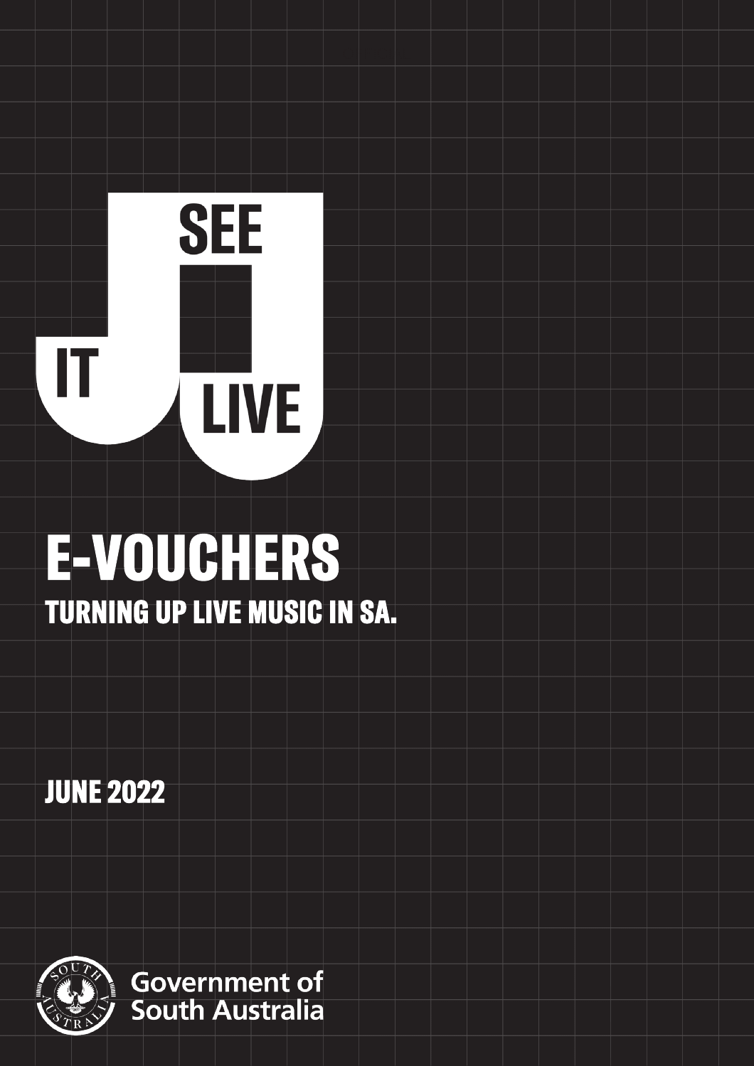SEE IT LIVE

# E-VOUCHERS

## TURNING UP LIVE MUSIC IN SA.

JUNE 2022

Government of South Australia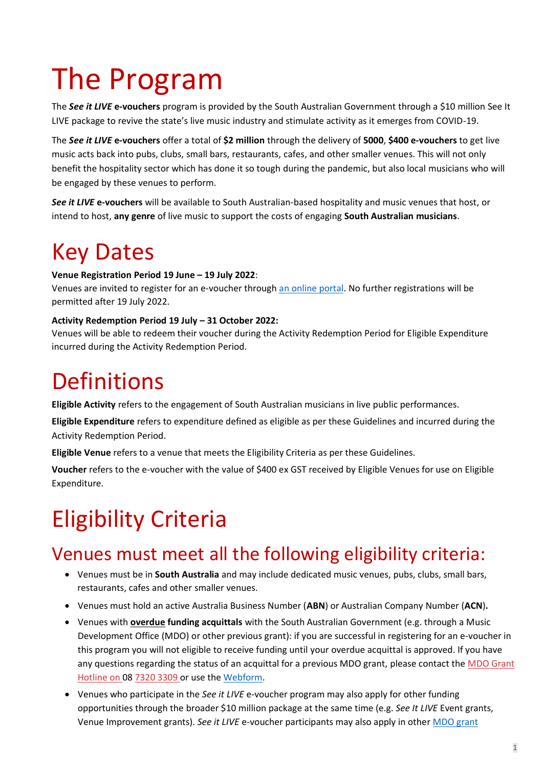# The Program

The ***See it LIVE* e-vouchers** program is provided by the South Australian Government through a $10 million See It LIVE package to revive the state's live music industry and stimulate activity as it emerges from COVID-19.

The ***See it LIVE* e-vouchers** offer a total of **$2 million** through the delivery of **5000**, **$400 e-vouchers** to get live music acts back into pubs, clubs, small bars, restaurants, cafes, and other smaller venues. This will not only benefit the hospitality sector which has done it so tough during the pandemic, but also local musicians who will be engaged by these venues to perform.

***See it LIVE* e-vouchers** will be available to South Australian-based hospitality and music venues that host, or intend to host, **any genre** of live music to support the costs of engaging **South Australian musicians**.

# Key Dates

**Venue Registration Period 19 June – 19 July 2022**:
Venues are invited to register for an e-voucher through an online portal. No further registrations will be permitted after 19 July 2022.

**Activity Redemption Period 19 July – 31 October 2022:**
Venues will be able to redeem their voucher during the Activity Redemption Period for Eligible Expenditure incurred during the Activity Redemption Period.

# Definitions

**Eligible Activity** refers to the engagement of South Australian musicians in live public performances.

**Eligible Expenditure** refers to expenditure defined as eligible as per these Guidelines and incurred during the Activity Redemption Period.

**Eligible Venue** refers to a venue that meets the Eligibility Criteria as per these Guidelines.

**Voucher** refers to the e-voucher with the value of $400 ex GST received by Eligible Venues for use on Eligible Expenditure.

# Eligibility Criteria

## Venues must meet all the following eligibility criteria:

- Venues must be in **South Australia** and may include dedicated music venues, pubs, clubs, small bars, restaurants, cafes and other smaller venues.
- Venues must hold an active Australia Business Number (**ABN**) or Australian Company Number (**ACN**)**.**
- Venues with **overdue funding acquittals** with the South Australian Government (e.g. through a Music Development Office (MDO) or other previous grant): if you are successful in registering for an e-voucher in this program you will not eligible to receive funding until your overdue acquittal is approved. If you have any questions regarding the status of an acquittal for a previous MDO grant, please contact the MDO Grant Hotline on 08 7320 3309 or use the Webform.
- Venues who participate in the *See it LIVE* e-voucher program may also apply for other funding opportunities through the broader $10 million package at the same time (e.g. *See It LIVE* Event grants, Venue Improvement grants). *See it LIVE* e-voucher participants may also apply in other MDO grant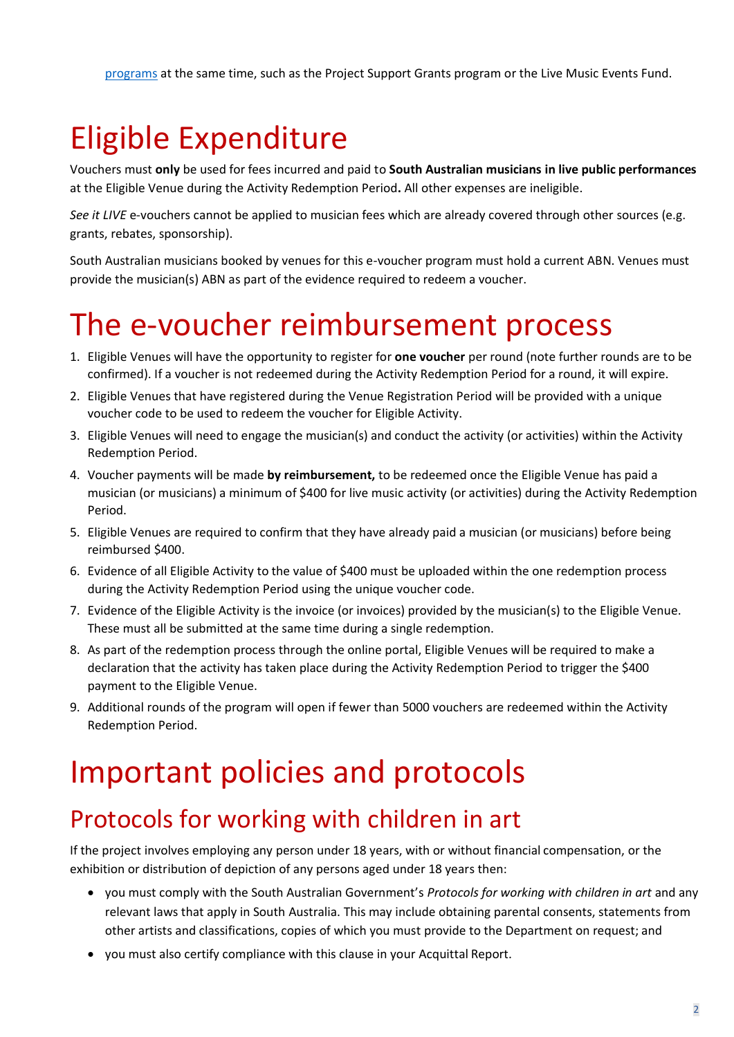programs at the same time, such as the Project Support Grants program or the Live Music Events Fund.

# Eligible Expenditure

Vouchers must **only** be used for fees incurred and paid to **South Australian musicians in live public performances** at the Eligible Venue during the Activity Redemption Period**.** All other expenses are ineligible.

*See it LIVE* e-vouchers cannot be applied to musician fees which are already covered through other sources (e.g. grants, rebates, sponsorship).

South Australian musicians booked by venues for this e-voucher program must hold a current ABN. Venues must provide the musician(s) ABN as part of the evidence required to redeem a voucher.

# The e-voucher reimbursement process

1. Eligible Venues will have the opportunity to register for **one voucher** per round (note further rounds are to be confirmed). If a voucher is not redeemed during the Activity Redemption Period for a round, it will expire.
2. Eligible Venues that have registered during the Venue Registration Period will be provided with a unique voucher code to be used to redeem the voucher for Eligible Activity.
3. Eligible Venues will need to engage the musician(s) and conduct the activity (or activities) within the Activity Redemption Period.
4. Voucher payments will be made **by reimbursement,** to be redeemed once the Eligible Venue has paid a musician (or musicians) a minimum of $400 for live music activity (or activities) during the Activity Redemption Period.
5. Eligible Venues are required to confirm that they have already paid a musician (or musicians) before being reimbursed $400.
6. Evidence of all Eligible Activity to the value of $400 must be uploaded within the one redemption process during the Activity Redemption Period using the unique voucher code.
7. Evidence of the Eligible Activity is the invoice (or invoices) provided by the musician(s) to the Eligible Venue. These must all be submitted at the same time during a single redemption.
8. As part of the redemption process through the online portal, Eligible Venues will be required to make a declaration that the activity has taken place during the Activity Redemption Period to trigger the $400 payment to the Eligible Venue.
9. Additional rounds of the program will open if fewer than 5000 vouchers are redeemed within the Activity Redemption Period.

# Important policies and protocols

## Protocols for working with children in art

If the project involves employing any person under 18 years, with or without financial compensation, or the exhibition or distribution of depiction of any persons aged under 18 years then:

- you must comply with the South Australian Government's *Protocols for working with children in art* and any relevant laws that apply in South Australia. This may include obtaining parental consents, statements from other artists and classifications, copies of which you must provide to the Department on request; and
- you must also certify compliance with this clause in your Acquittal Report.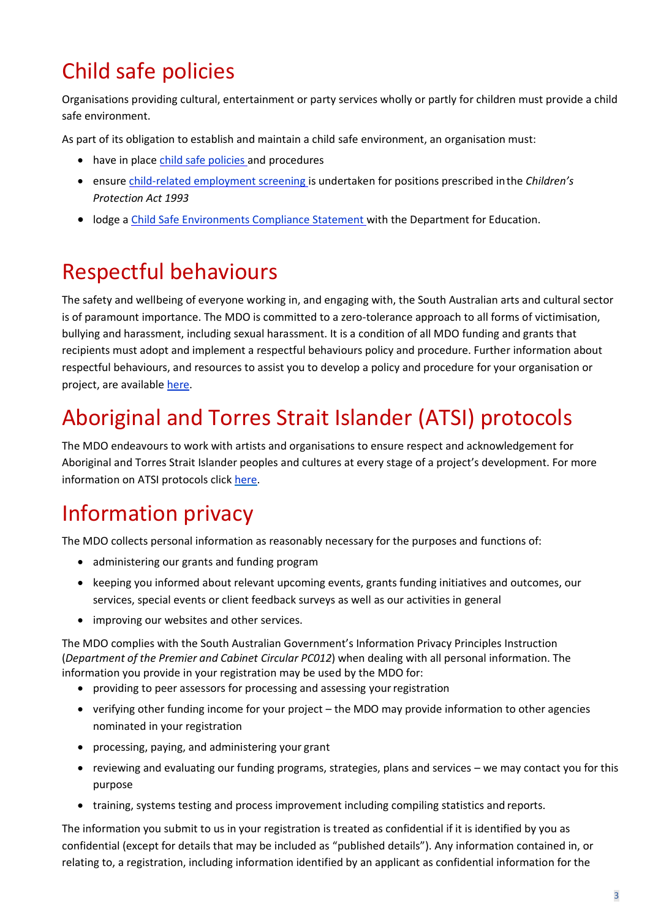# Child safe policies

Organisations providing cultural, entertainment or party services wholly or partly for children must provide a child safe environment.

As part of its obligation to establish and maintain a child safe environment, an organisation must:

- have in place [child safe policies](#) and procedures
- ensure [child-related employment screening](#) is undertaken for positions prescribed in the *Children's Protection Act 1993*
- lodge a [Child Safe Environments Compliance Statement](#) with the Department for Education.

# Respectful behaviours

The safety and wellbeing of everyone working in, and engaging with, the South Australian arts and cultural sector is of paramount importance. The MDO is committed to a zero-tolerance approach to all forms of victimisation, bullying and harassment, including sexual harassment. It is a condition of all MDO funding and grants that recipients must adopt and implement a respectful behaviours policy and procedure. Further information about respectful behaviours, and resources to assist you to develop a policy and procedure for your organisation or project, are available [here](#).

# Aboriginal and Torres Strait Islander (ATSI) protocols

The MDO endeavours to work with artists and organisations to ensure respect and acknowledgement for Aboriginal and Torres Strait Islander peoples and cultures at every stage of a project's development. For more information on ATSI protocols click [here](#).

# Information privacy

The MDO collects personal information as reasonably necessary for the purposes and functions of:

- administering our grants and funding program
- keeping you informed about relevant upcoming events, grants funding initiatives and outcomes, our services, special events or client feedback surveys as well as our activities in general
- improving our websites and other services.

The MDO complies with the South Australian Government's Information Privacy Principles Instruction (*Department of the Premier and Cabinet Circular PC012*) when dealing with all personal information. The information you provide in your registration may be used by the MDO for:

- providing to peer assessors for processing and assessing your registration
- verifying other funding income for your project – the MDO may provide information to other agencies nominated in your registration
- processing, paying, and administering your grant
- reviewing and evaluating our funding programs, strategies, plans and services – we may contact you for this purpose
- training, systems testing and process improvement including compiling statistics and reports.

The information you submit to us in your registration is treated as confidential if it is identified by you as confidential (except for details that may be included as "published details"). Any information contained in, or relating to, a registration, including information identified by an applicant as confidential information for the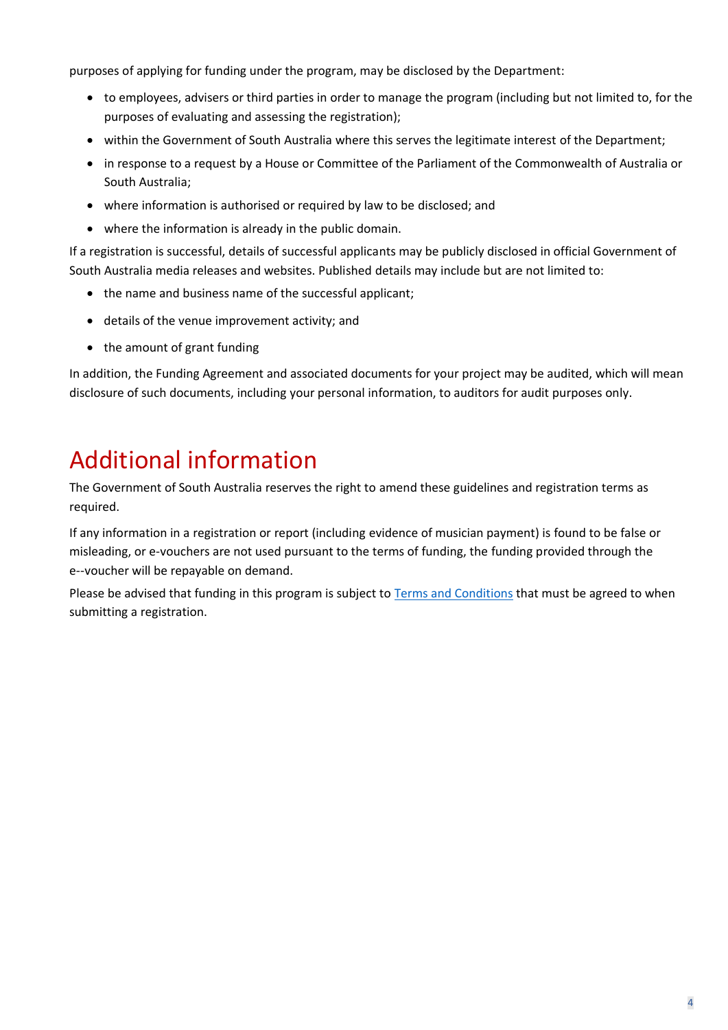purposes of applying for funding under the program, may be disclosed by the Department:

- to employees, advisers or third parties in order to manage the program (including but not limited to, for the purposes of evaluating and assessing the registration);
- within the Government of South Australia where this serves the legitimate interest of the Department;
- in response to a request by a House or Committee of the Parliament of the Commonwealth of Australia or South Australia;
- where information is authorised or required by law to be disclosed; and
- where the information is already in the public domain.

If a registration is successful, details of successful applicants may be publicly disclosed in official Government of South Australia media releases and websites. Published details may include but are not limited to:

- the name and business name of the successful applicant;
- details of the venue improvement activity; and
- the amount of grant funding

In addition, the Funding Agreement and associated documents for your project may be audited, which will mean disclosure of such documents, including your personal information, to auditors for audit purposes only.

# Additional information

The Government of South Australia reserves the right to amend these guidelines and registration terms as required.

If any information in a registration or report (including evidence of musician payment) is found to be false or misleading, or e-vouchers are not used pursuant to the terms of funding, the funding provided through the e--voucher will be repayable on demand.

Please be advised that funding in this program is subject to Terms and Conditions that must be agreed to when submitting a registration.